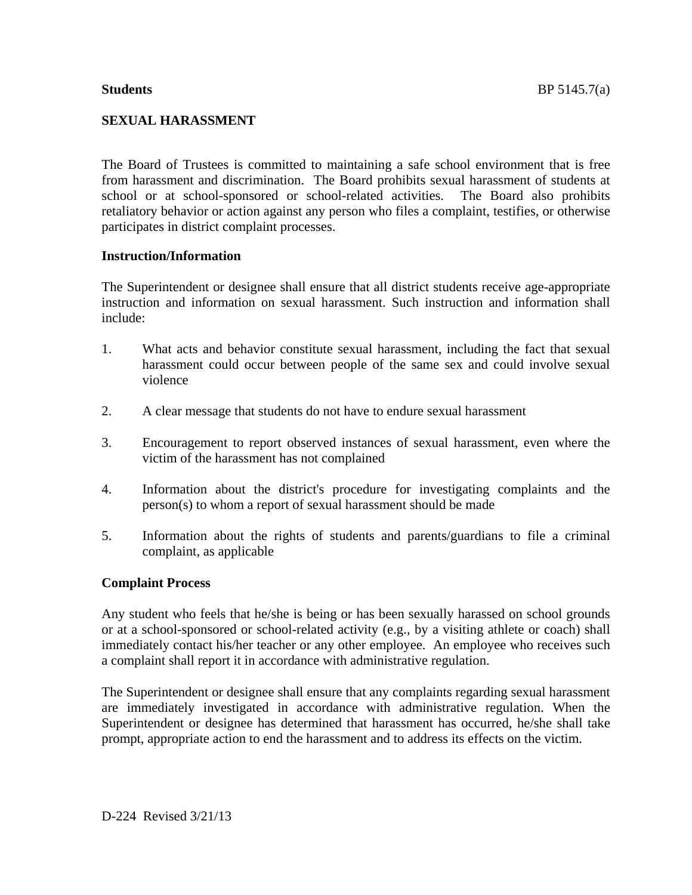**Students** BP 5145.7(a)

# SEXUAL HARASSMENT

The Board of Trustees is committed to maintaining a safe school environment that is free from harassment and discrimination. The Board prohibits sexual harassment of students at school or at school-sponsored or school-related activities. The Board also prohibits retaliatory behavior or action against any person who files a complaint, testifies, or otherwise participates in district complaint processes.

## Instruction/Information

The Superintendent or designee shall ensure that all district students receive age-appropriate instruction and information on sexual harassment. Such instruction and information shall include:

1. What acts and behavior constitute sexual harassment, including the fact that sexual harassment could occur between people of the same sex and could involve sexual violence

2. A clear message that students do not have to endure sexual harassment

3. Encouragement to report observed instances of sexual harassment, even where the victim of the harassment has not complained

4. Information about the district's procedure for investigating complaints and the person(s) to whom a report of sexual harassment should be made

5. Information about the rights of students and parents/guardians to file a criminal complaint, as applicable

## Complaint Process

Any student who feels that he/she is being or has been sexually harassed on school grounds or at a school-sponsored or school-related activity (e.g., by a visiting athlete or coach) shall immediately contact his/her teacher or any other employee. An employee who receives such a complaint shall report it in accordance with administrative regulation.

The Superintendent or designee shall ensure that any complaints regarding sexual harassment are immediately investigated in accordance with administrative regulation. When the Superintendent or designee has determined that harassment has occurred, he/she shall take prompt, appropriate action to end the harassment and to address its effects on the victim.

D-224 Revised 3/21/13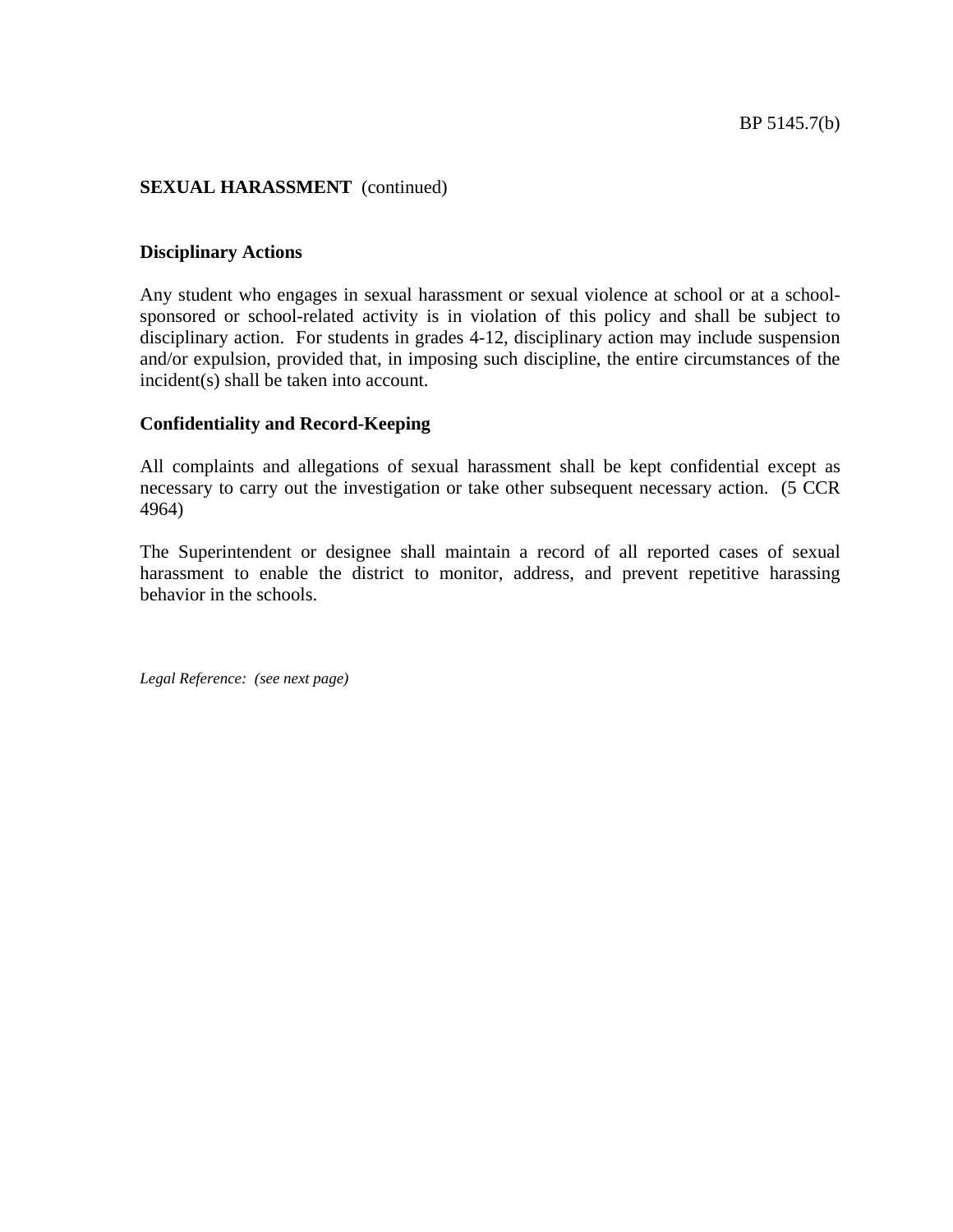**SEXUAL HARASSMENT** (continued)

**Disciplinary Actions**

Any student who engages in sexual harassment or sexual violence at school or at a school-sponsored or school-related activity is in violation of this policy and shall be subject to disciplinary action. For students in grades 4-12, disciplinary action may include suspension and/or expulsion, provided that, in imposing such discipline, the entire circumstances of the incident(s) shall be taken into account.

**Confidentiality and Record-Keeping**

All complaints and allegations of sexual harassment shall be kept confidential except as necessary to carry out the investigation or take other subsequent necessary action. (5 CCR 4964)

The Superintendent or designee shall maintain a record of all reported cases of sexual harassment to enable the district to monitor, address, and prevent repetitive harassing behavior in the schools.

*Legal Reference: (see next page)*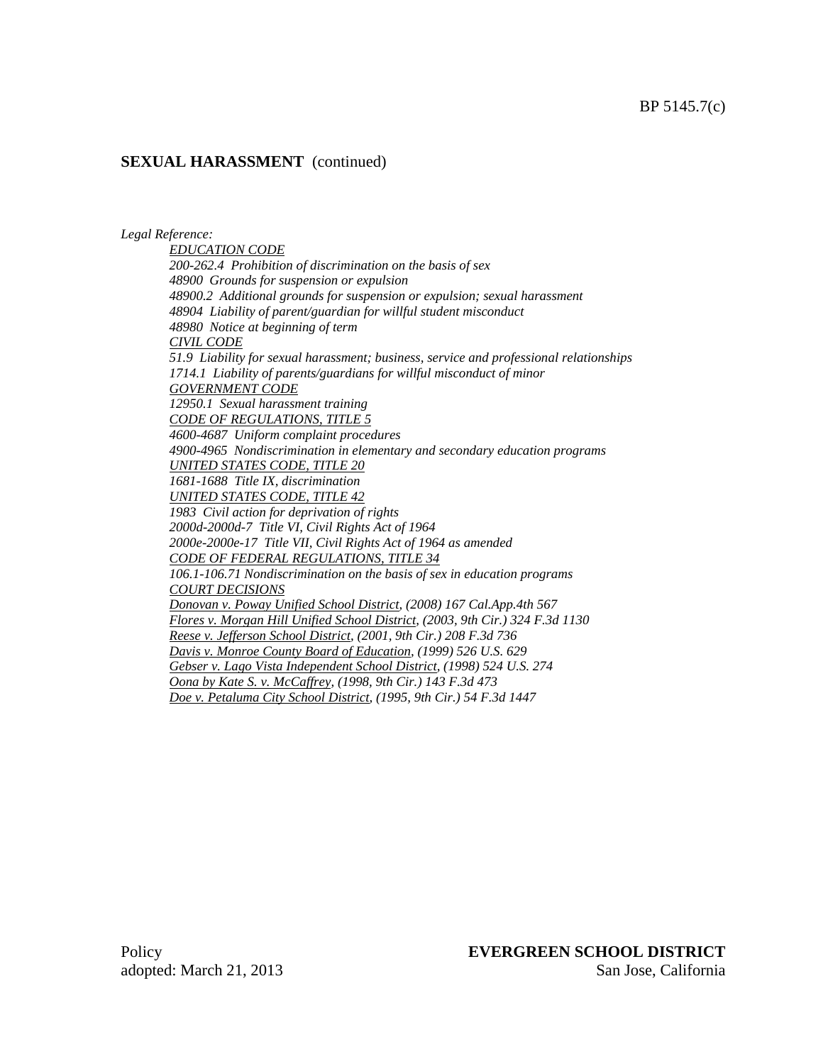## SEXUAL HARASSMENT (continued)

*Legal Reference:*

*EDUCATION CODE*
*200-262.4 Prohibition of discrimination on the basis of sex*
*48900 Grounds for suspension or expulsion*
*48900.2 Additional grounds for suspension or expulsion; sexual harassment*
*48904 Liability of parent/guardian for willful student misconduct*
*48980 Notice at beginning of term*

*CIVIL CODE*
*51.9 Liability for sexual harassment; business, service and professional relationships*
*1714.1 Liability of parents/guardians for willful misconduct of minor*

*GOVERNMENT CODE*
*12950.1 Sexual harassment training*

*CODE OF REGULATIONS, TITLE 5*
*4600-4687 Uniform complaint procedures*
*4900-4965 Nondiscrimination in elementary and secondary education programs*

*UNITED STATES CODE, TITLE 20*
*1681-1688 Title IX, discrimination*

*UNITED STATES CODE, TITLE 42*
*1983 Civil action for deprivation of rights*
*2000d-2000d-7 Title VI, Civil Rights Act of 1964*
*2000e-2000e-17 Title VII, Civil Rights Act of 1964 as amended*

*CODE OF FEDERAL REGULATIONS, TITLE 34*
*106.1-106.71 Nondiscrimination on the basis of sex in education programs*

*COURT DECISIONS*
*Donovan v. Poway Unified School District, (2008) 167 Cal.App.4th 567*
*Flores v. Morgan Hill Unified School District, (2003, 9th Cir.) 324 F.3d 1130*
*Reese v. Jefferson School District, (2001, 9th Cir.) 208 F.3d 736*
*Davis v. Monroe County Board of Education, (1999) 526 U.S. 629*
*Gebser v. Lago Vista Independent School District, (1998) 524 U.S. 274*
*Oona by Kate S. v. McCaffrey, (1998, 9th Cir.) 143 F.3d 473*
*Doe v. Petaluma City School District, (1995, 9th Cir.) 54 F.3d 1447*

Policy
adopted: March 21, 2013

**EVERGREEN SCHOOL DISTRICT**
San Jose, California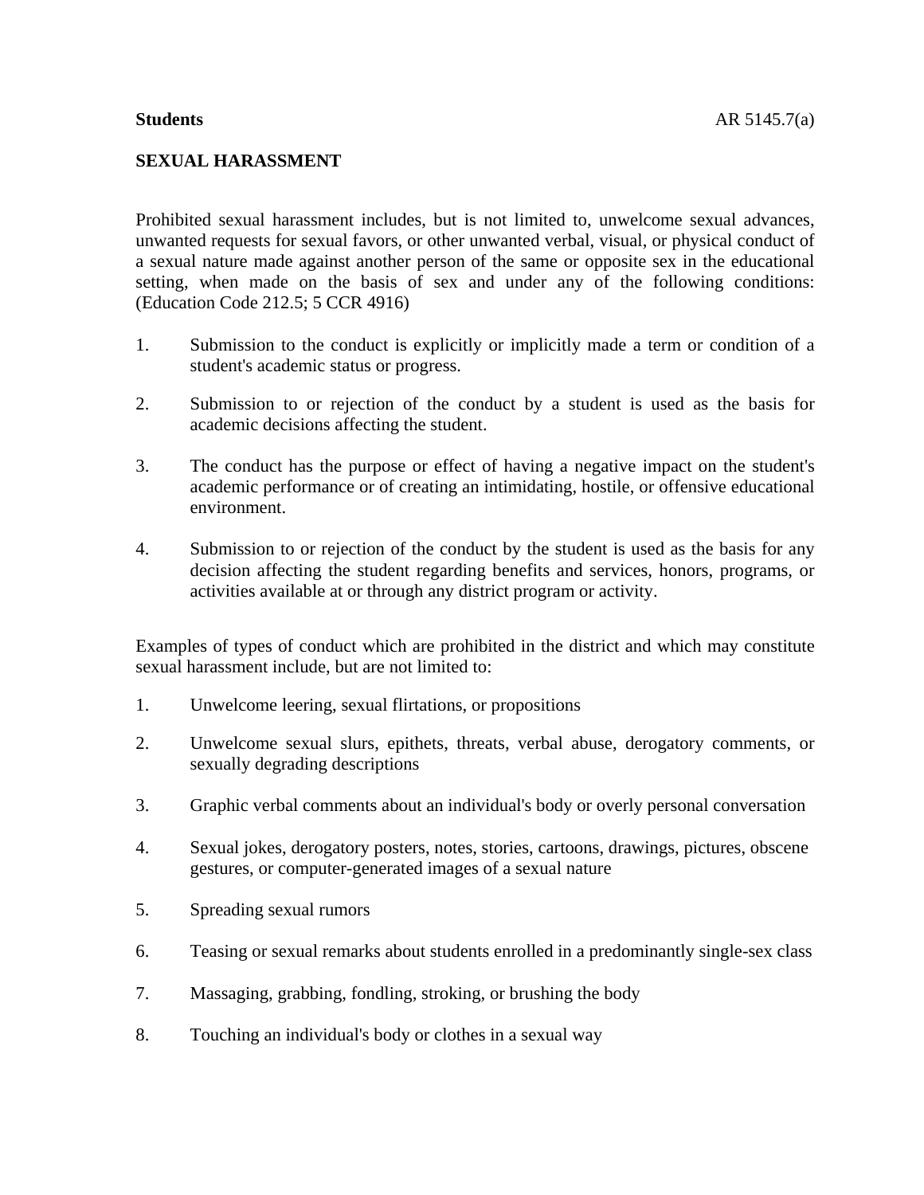**Students** AR 5145.7(a)

**SEXUAL HARASSMENT**

Prohibited sexual harassment includes, but is not limited to, unwelcome sexual advances, unwanted requests for sexual favors, or other unwanted verbal, visual, or physical conduct of a sexual nature made against another person of the same or opposite sex in the educational setting, when made on the basis of sex and under any of the following conditions: (Education Code 212.5; 5 CCR 4916)

1. Submission to the conduct is explicitly or implicitly made a term or condition of a student's academic status or progress.

2. Submission to or rejection of the conduct by a student is used as the basis for academic decisions affecting the student.

3. The conduct has the purpose or effect of having a negative impact on the student's academic performance or of creating an intimidating, hostile, or offensive educational environment.

4. Submission to or rejection of the conduct by the student is used as the basis for any decision affecting the student regarding benefits and services, honors, programs, or activities available at or through any district program or activity.

Examples of types of conduct which are prohibited in the district and which may constitute sexual harassment include, but are not limited to:

1. Unwelcome leering, sexual flirtations, or propositions

2. Unwelcome sexual slurs, epithets, threats, verbal abuse, derogatory comments, or sexually degrading descriptions

3. Graphic verbal comments about an individual's body or overly personal conversation

4. Sexual jokes, derogatory posters, notes, stories, cartoons, drawings, pictures, obscene gestures, or computer-generated images of a sexual nature

5. Spreading sexual rumors

6. Teasing or sexual remarks about students enrolled in a predominantly single-sex class

7. Massaging, grabbing, fondling, stroking, or brushing the body

8. Touching an individual's body or clothes in a sexual way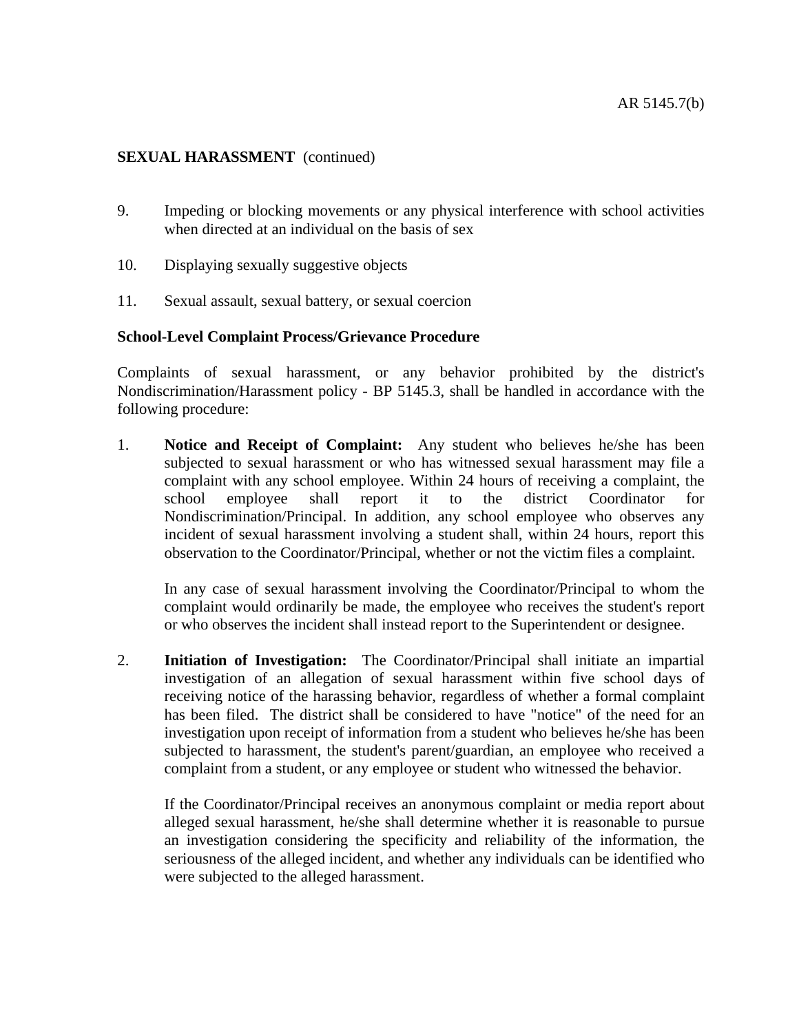**SEXUAL HARASSMENT** (continued)

9. Impeding or blocking movements or any physical interference with school activities when directed at an individual on the basis of sex

10. Displaying sexually suggestive objects

11. Sexual assault, sexual battery, or sexual coercion

**School-Level Complaint Process/Grievance Procedure**

Complaints of sexual harassment, or any behavior prohibited by the district's Nondiscrimination/Harassment policy - BP 5145.3, shall be handled in accordance with the following procedure:

1. **Notice and Receipt of Complaint:** Any student who believes he/she has been subjected to sexual harassment or who has witnessed sexual harassment may file a complaint with any school employee. Within 24 hours of receiving a complaint, the school employee shall report it to the district Coordinator for Nondiscrimination/Principal. In addition, any school employee who observes any incident of sexual harassment involving a student shall, within 24 hours, report this observation to the Coordinator/Principal, whether or not the victim files a complaint.

   In any case of sexual harassment involving the Coordinator/Principal to whom the complaint would ordinarily be made, the employee who receives the student's report or who observes the incident shall instead report to the Superintendent or designee.

2. **Initiation of Investigation:** The Coordinator/Principal shall initiate an impartial investigation of an allegation of sexual harassment within five school days of receiving notice of the harassing behavior, regardless of whether a formal complaint has been filed. The district shall be considered to have "notice" of the need for an investigation upon receipt of information from a student who believes he/she has been subjected to harassment, the student's parent/guardian, an employee who received a complaint from a student, or any employee or student who witnessed the behavior.

   If the Coordinator/Principal receives an anonymous complaint or media report about alleged sexual harassment, he/she shall determine whether it is reasonable to pursue an investigation considering the specificity and reliability of the information, the seriousness of the alleged incident, and whether any individuals can be identified who were subjected to the alleged harassment.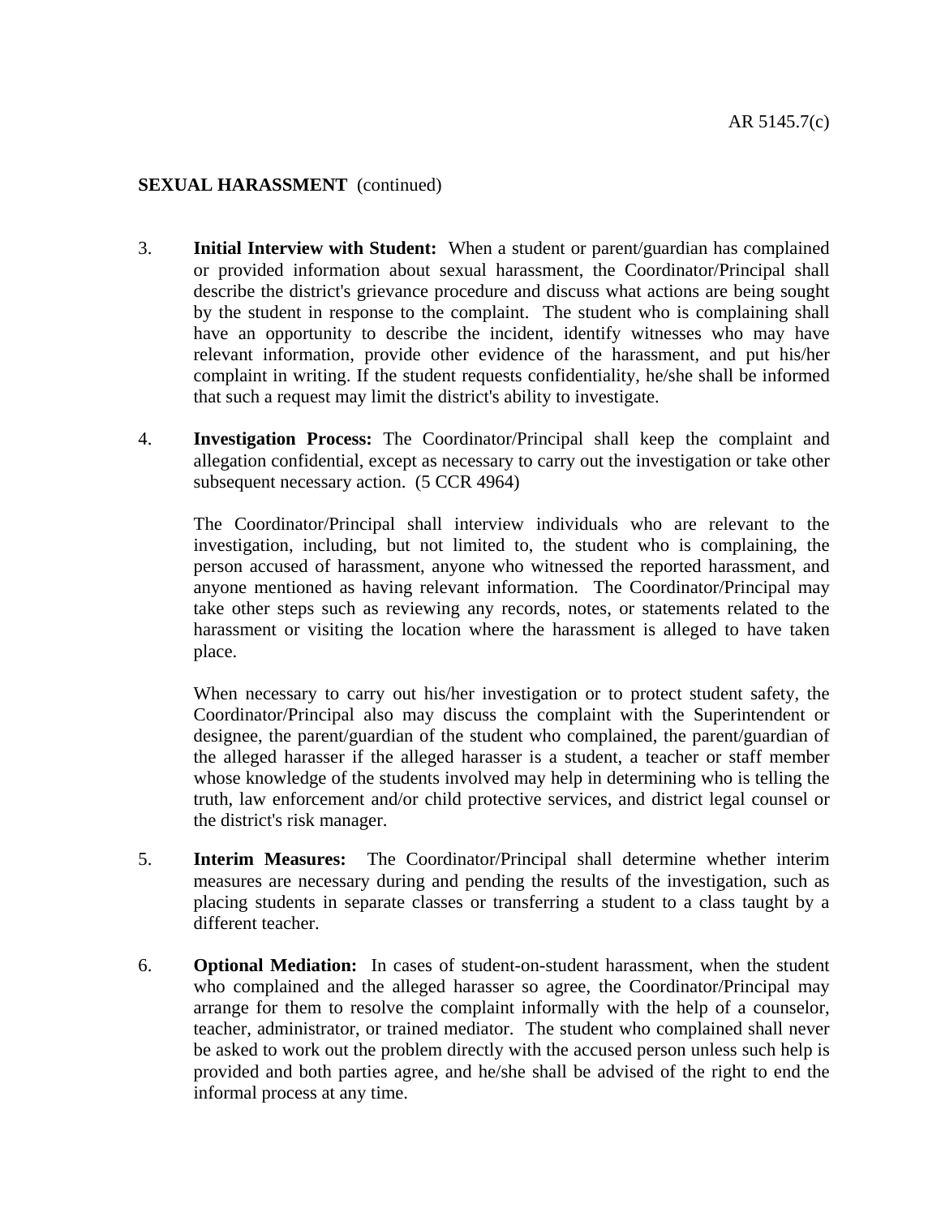**SEXUAL HARASSMENT** (continued)

3. **Initial Interview with Student:** When a student or parent/guardian has complained or provided information about sexual harassment, the Coordinator/Principal shall describe the district's grievance procedure and discuss what actions are being sought by the student in response to the complaint. The student who is complaining shall have an opportunity to describe the incident, identify witnesses who may have relevant information, provide other evidence of the harassment, and put his/her complaint in writing. If the student requests confidentiality, he/she shall be informed that such a request may limit the district's ability to investigate.

4. **Investigation Process:** The Coordinator/Principal shall keep the complaint and allegation confidential, except as necessary to carry out the investigation or take other subsequent necessary action. (5 CCR 4964)

   The Coordinator/Principal shall interview individuals who are relevant to the investigation, including, but not limited to, the student who is complaining, the person accused of harassment, anyone who witnessed the reported harassment, and anyone mentioned as having relevant information. The Coordinator/Principal may take other steps such as reviewing any records, notes, or statements related to the harassment or visiting the location where the harassment is alleged to have taken place.

   When necessary to carry out his/her investigation or to protect student safety, the Coordinator/Principal also may discuss the complaint with the Superintendent or designee, the parent/guardian of the student who complained, the parent/guardian of the alleged harasser if the alleged harasser is a student, a teacher or staff member whose knowledge of the students involved may help in determining who is telling the truth, law enforcement and/or child protective services, and district legal counsel or the district's risk manager.

5. **Interim Measures:** The Coordinator/Principal shall determine whether interim measures are necessary during and pending the results of the investigation, such as placing students in separate classes or transferring a student to a class taught by a different teacher.

6. **Optional Mediation:** In cases of student-on-student harassment, when the student who complained and the alleged harasser so agree, the Coordinator/Principal may arrange for them to resolve the complaint informally with the help of a counselor, teacher, administrator, or trained mediator. The student who complained shall never be asked to work out the problem directly with the accused person unless such help is provided and both parties agree, and he/she shall be advised of the right to end the informal process at any time.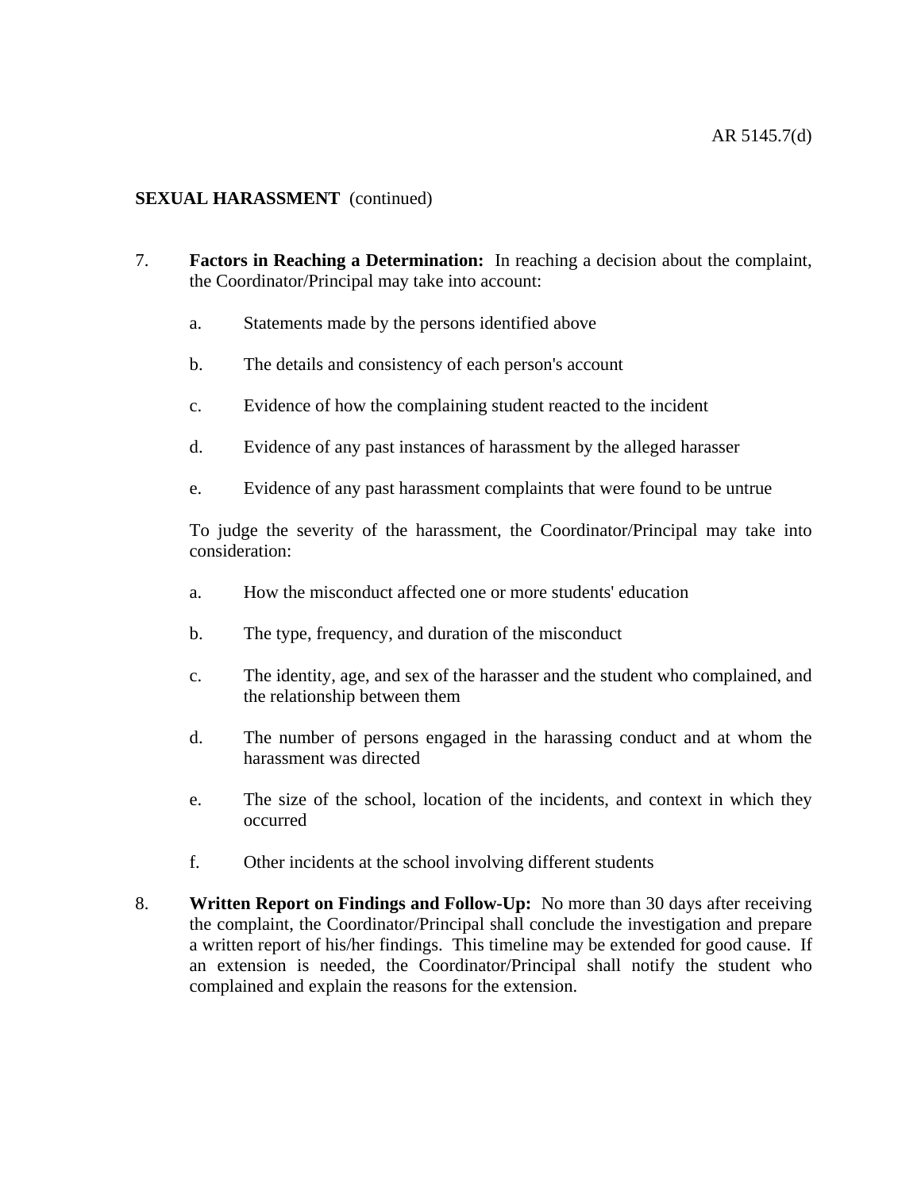**SEXUAL HARASSMENT** (continued)

7. **Factors in Reaching a Determination:** In reaching a decision about the complaint, the Coordinator/Principal may take into account:

   a. Statements made by the persons identified above

   b. The details and consistency of each person's account

   c. Evidence of how the complaining student reacted to the incident

   d. Evidence of any past instances of harassment by the alleged harasser

   e. Evidence of any past harassment complaints that were found to be untrue

   To judge the severity of the harassment, the Coordinator/Principal may take into consideration:

   a. How the misconduct affected one or more students' education

   b. The type, frequency, and duration of the misconduct

   c. The identity, age, and sex of the harasser and the student who complained, and the relationship between them

   d. The number of persons engaged in the harassing conduct and at whom the harassment was directed

   e. The size of the school, location of the incidents, and context in which they occurred

   f. Other incidents at the school involving different students

8. **Written Report on Findings and Follow-Up:** No more than 30 days after receiving the complaint, the Coordinator/Principal shall conclude the investigation and prepare a written report of his/her findings. This timeline may be extended for good cause. If an extension is needed, the Coordinator/Principal shall notify the student who complained and explain the reasons for the extension.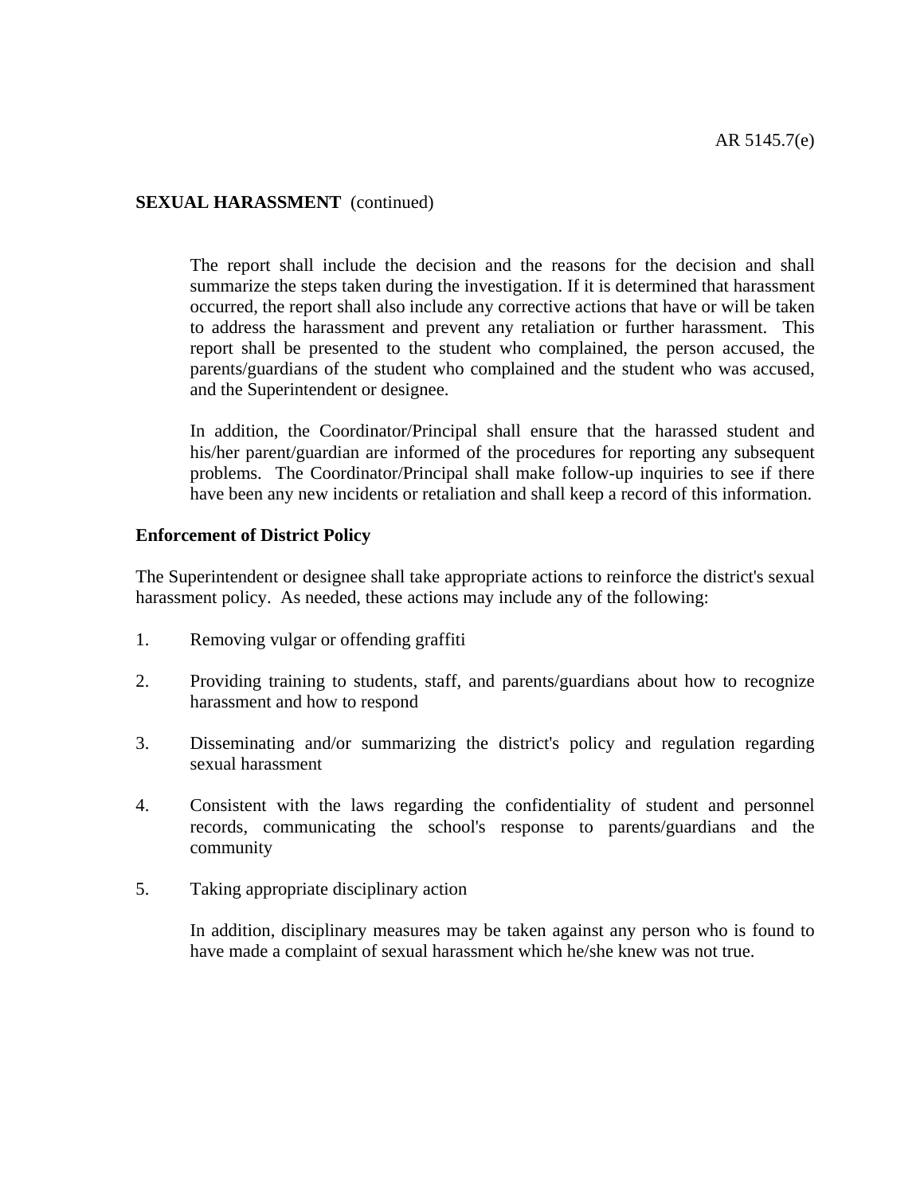The report shall include the decision and the reasons for the decision and shall summarize the steps taken during the investigation. If it is determined that harassment occurred, the report shall also include any corrective actions that have or will be taken to address the harassment and prevent any retaliation or further harassment. This report shall be presented to the student who complained, the person accused, the parents/guardians of the student who complained and the student who was accused, and the Superintendent or designee.

In addition, the Coordinator/Principal shall ensure that the harassed student and his/her parent/guardian are informed of the procedures for reporting any subsequent problems. The Coordinator/Principal shall make follow-up inquiries to see if there have been any new incidents or retaliation and shall keep a record of this information.

**Enforcement of District Policy**

The Superintendent or designee shall take appropriate actions to reinforce the district's sexual harassment policy. As needed, these actions may include any of the following:

1. Removing vulgar or offending graffiti

2. Providing training to students, staff, and parents/guardians about how to recognize harassment and how to respond

3. Disseminating and/or summarizing the district's policy and regulation regarding sexual harassment

4. Consistent with the laws regarding the confidentiality of student and personnel records, communicating the school's response to parents/guardians and the community

5. Taking appropriate disciplinary action

   In addition, disciplinary measures may be taken against any person who is found to have made a complaint of sexual harassment which he/she knew was not true.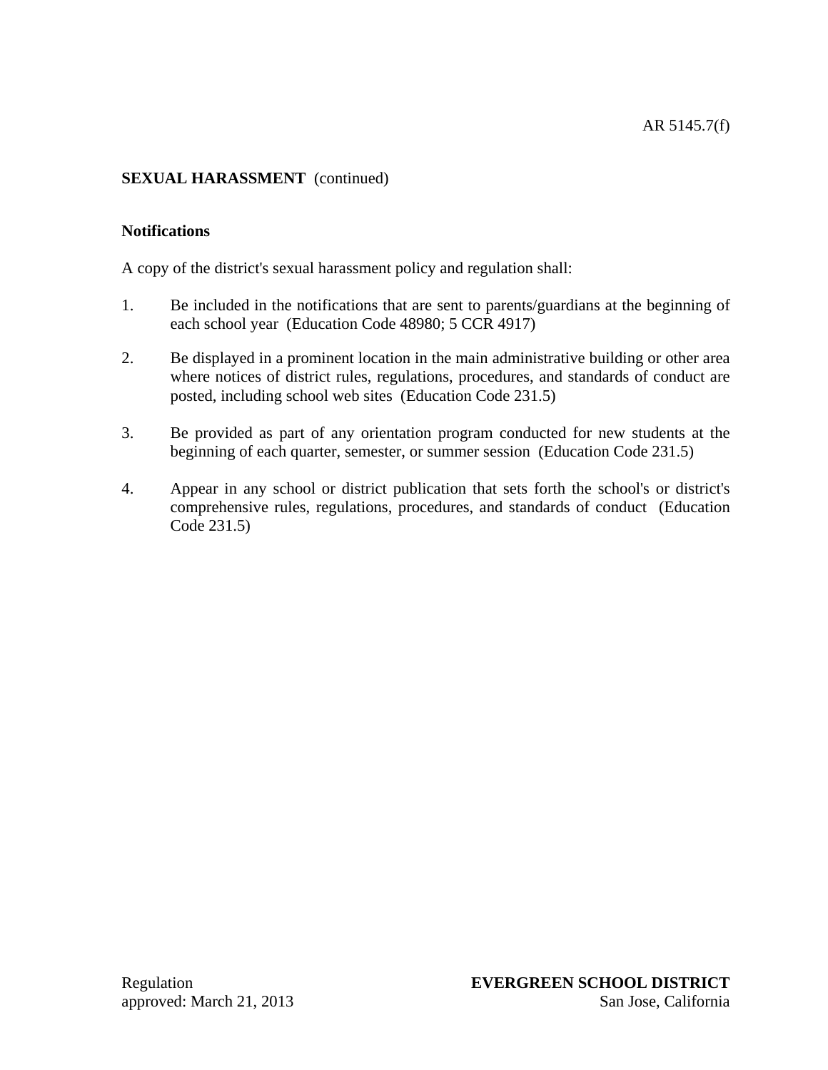**SEXUAL HARASSMENT** (continued)

**Notifications**

A copy of the district's sexual harassment policy and regulation shall:

1. Be included in the notifications that are sent to parents/guardians at the beginning of each school year (Education Code 48980; 5 CCR 4917)

2. Be displayed in a prominent location in the main administrative building or other area where notices of district rules, regulations, procedures, and standards of conduct are posted, including school web sites (Education Code 231.5)

3. Be provided as part of any orientation program conducted for new students at the beginning of each quarter, semester, or summer session (Education Code 231.5)

4. Appear in any school or district publication that sets forth the school's or district's comprehensive rules, regulations, procedures, and standards of conduct (Education Code 231.5)

Regulation
approved: March 21, 2013

**EVERGREEN SCHOOL DISTRICT**
San Jose, California